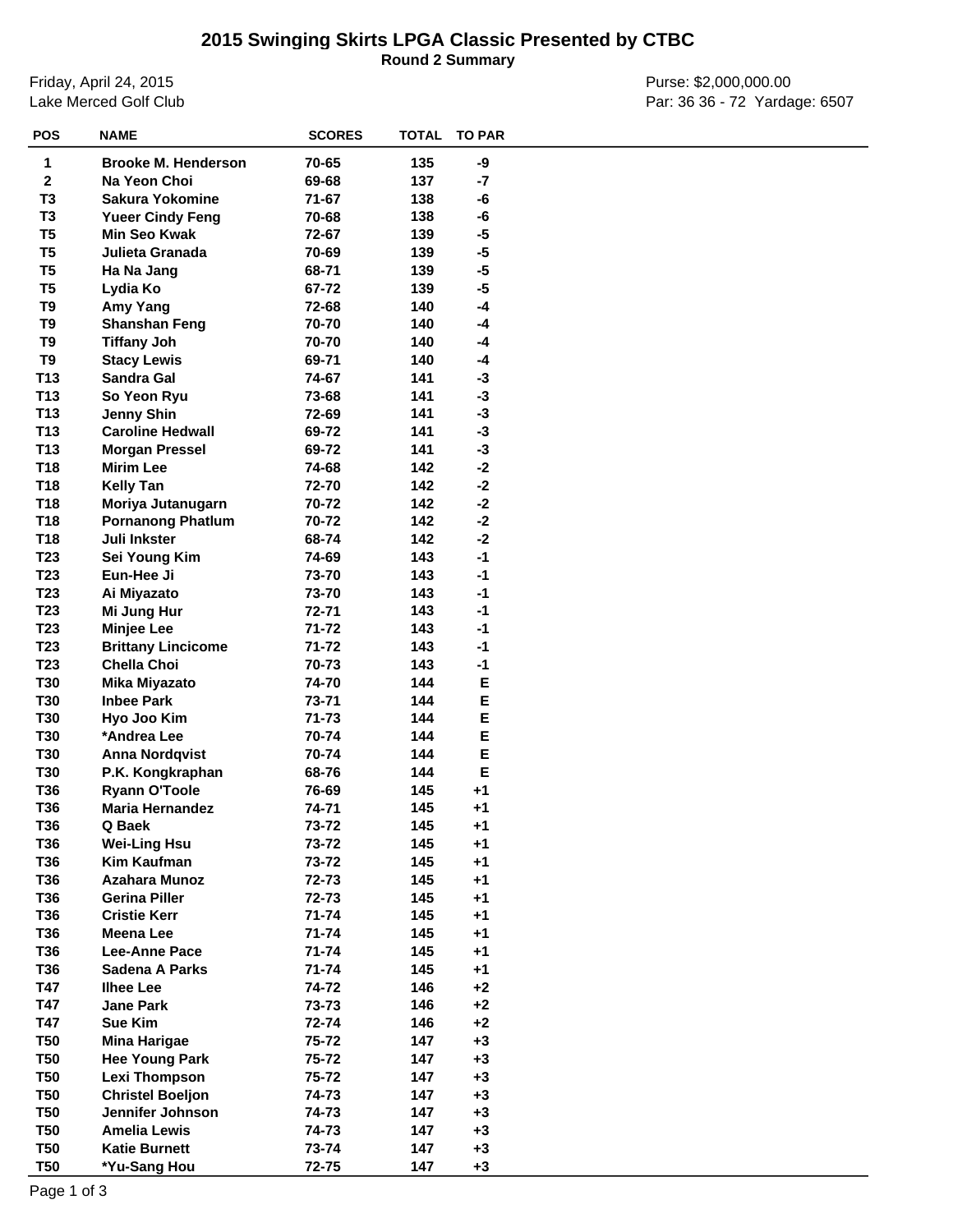# 2015 Swinging Skirts LPGA Classic Presented by CTBC

## Round 2 Summary

Friday, April 24, 2015
Lake Merced Golf Club

Purse: $2,000,000.00
Par: 36 36 - 72 Yardage: 6507

| POS | NAME | SCORES | TOTAL | TO PAR |
|---|---|---|---|---|
| 1 | Brooke M. Henderson | 70-65 | 135 | -9 |
| 2 | Na Yeon Choi | 69-68 | 137 | -7 |
| T3 | Sakura Yokomine | 71-67 | 138 | -6 |
| T3 | Yueer Cindy Feng | 70-68 | 138 | -6 |
| T5 | Min Seo Kwak | 72-67 | 139 | -5 |
| T5 | Julieta Granada | 70-69 | 139 | -5 |
| T5 | Ha Na Jang | 68-71 | 139 | -5 |
| T5 | Lydia Ko | 67-72 | 139 | -5 |
| T9 | Amy Yang | 72-68 | 140 | -4 |
| T9 | Shanshan Feng | 70-70 | 140 | -4 |
| T9 | Tiffany Joh | 70-70 | 140 | -4 |
| T9 | Stacy Lewis | 69-71 | 140 | -4 |
| T13 | Sandra Gal | 74-67 | 141 | -3 |
| T13 | So Yeon Ryu | 73-68 | 141 | -3 |
| T13 | Jenny Shin | 72-69 | 141 | -3 |
| T13 | Caroline Hedwall | 69-72 | 141 | -3 |
| T13 | Morgan Pressel | 69-72 | 141 | -3 |
| T18 | Mirim Lee | 74-68 | 142 | -2 |
| T18 | Kelly Tan | 72-70 | 142 | -2 |
| T18 | Moriya Jutanugarn | 70-72 | 142 | -2 |
| T18 | Pornanong Phatlum | 70-72 | 142 | -2 |
| T18 | Juli Inkster | 68-74 | 142 | -2 |
| T23 | Sei Young Kim | 74-69 | 143 | -1 |
| T23 | Eun-Hee Ji | 73-70 | 143 | -1 |
| T23 | Ai Miyazato | 73-70 | 143 | -1 |
| T23 | Mi Jung Hur | 72-71 | 143 | -1 |
| T23 | Minjee Lee | 71-72 | 143 | -1 |
| T23 | Brittany Lincicome | 71-72 | 143 | -1 |
| T23 | Chella Choi | 70-73 | 143 | -1 |
| T30 | Mika Miyazato | 74-70 | 144 | E |
| T30 | Inbee Park | 73-71 | 144 | E |
| T30 | Hyo Joo Kim | 71-73 | 144 | E |
| T30 | *Andrea Lee | 70-74 | 144 | E |
| T30 | Anna Nordqvist | 70-74 | 144 | E |
| T30 | P.K. Kongkraphan | 68-76 | 144 | E |
| T36 | Ryann O'Toole | 76-69 | 145 | +1 |
| T36 | Maria Hernandez | 74-71 | 145 | +1 |
| T36 | Q Baek | 73-72 | 145 | +1 |
| T36 | Wei-Ling Hsu | 73-72 | 145 | +1 |
| T36 | Kim Kaufman | 73-72 | 145 | +1 |
| T36 | Azahara Munoz | 72-73 | 145 | +1 |
| T36 | Gerina Piller | 72-73 | 145 | +1 |
| T36 | Cristie Kerr | 71-74 | 145 | +1 |
| T36 | Meena Lee | 71-74 | 145 | +1 |
| T36 | Lee-Anne Pace | 71-74 | 145 | +1 |
| T36 | Sadena A Parks | 71-74 | 145 | +1 |
| T47 | Ilhee Lee | 74-72 | 146 | +2 |
| T47 | Jane Park | 73-73 | 146 | +2 |
| T47 | Sue Kim | 72-74 | 146 | +2 |
| T50 | Mina Harigae | 75-72 | 147 | +3 |
| T50 | Hee Young Park | 75-72 | 147 | +3 |
| T50 | Lexi Thompson | 75-72 | 147 | +3 |
| T50 | Christel Boeljon | 74-73 | 147 | +3 |
| T50 | Jennifer Johnson | 74-73 | 147 | +3 |
| T50 | Amelia Lewis | 74-73 | 147 | +3 |
| T50 | Katie Burnett | 73-74 | 147 | +3 |
| T50 | *Yu-Sang Hou | 72-75 | 147 | +3 |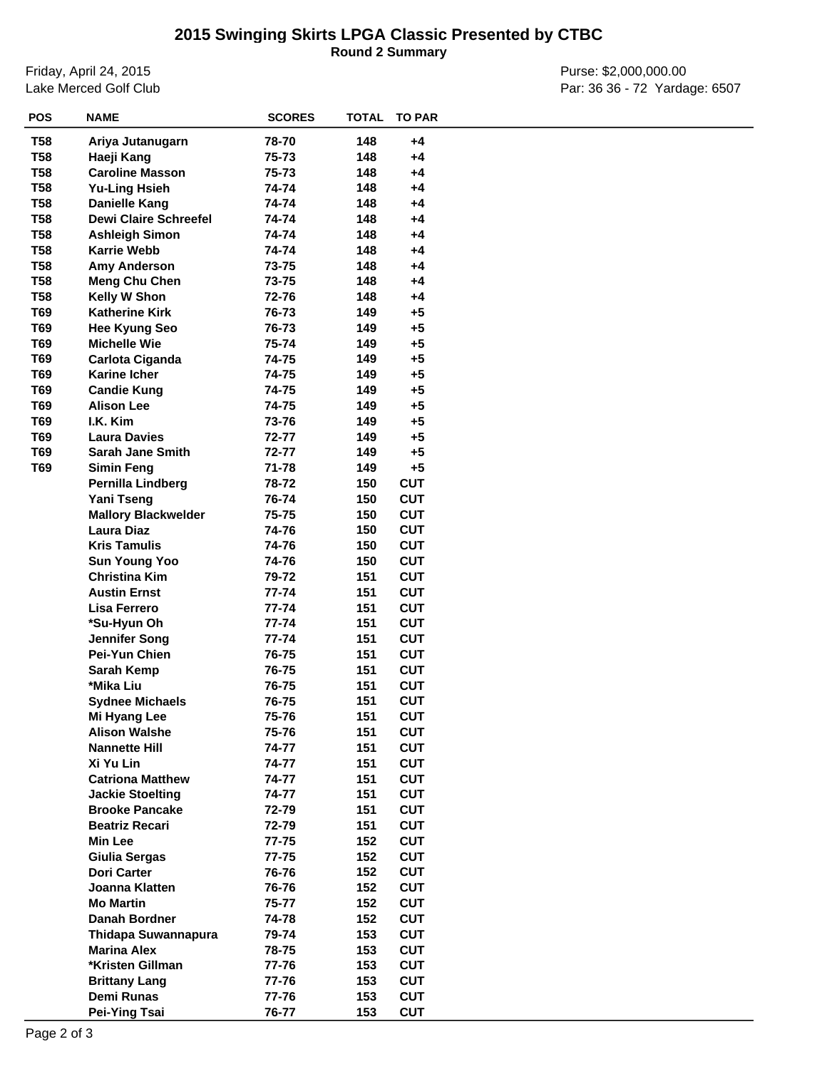# 2015 Swinging Skirts LPGA Classic Presented by CTBC

**Round 2 Summary**

Friday, April 24, 2015
Lake Merced Golf Club

Purse: $2,000,000.00
Par: 36 36 - 72 Yardage: 6507

| POS | NAME | SCORES | TOTAL | TO PAR |
|---|---|---|---|---|
| T58 | Ariya Jutanugarn | 78-70 | 148 | +4 |
| T58 | Haeji Kang | 75-73 | 148 | +4 |
| T58 | Caroline Masson | 75-73 | 148 | +4 |
| T58 | Yu-Ling Hsieh | 74-74 | 148 | +4 |
| T58 | Danielle Kang | 74-74 | 148 | +4 |
| T58 | Dewi Claire Schreefel | 74-74 | 148 | +4 |
| T58 | Ashleigh Simon | 74-74 | 148 | +4 |
| T58 | Karrie Webb | 74-74 | 148 | +4 |
| T58 | Amy Anderson | 73-75 | 148 | +4 |
| T58 | Meng Chu Chen | 73-75 | 148 | +4 |
| T58 | Kelly W Shon | 72-76 | 148 | +4 |
| T69 | Katherine Kirk | 76-73 | 149 | +5 |
| T69 | Hee Kyung Seo | 76-73 | 149 | +5 |
| T69 | Michelle Wie | 75-74 | 149 | +5 |
| T69 | Carlota Ciganda | 74-75 | 149 | +5 |
| T69 | Karine Icher | 74-75 | 149 | +5 |
| T69 | Candie Kung | 74-75 | 149 | +5 |
| T69 | Alison Lee | 74-75 | 149 | +5 |
| T69 | I.K. Kim | 73-76 | 149 | +5 |
| T69 | Laura Davies | 72-77 | 149 | +5 |
| T69 | Sarah Jane Smith | 72-77 | 149 | +5 |
| T69 | Simin Feng | 71-78 | 149 | +5 |
| | Pernilla Lindberg | 78-72 | 150 | CUT |
| | Yani Tseng | 76-74 | 150 | CUT |
| | Mallory Blackwelder | 75-75 | 150 | CUT |
| | Laura Diaz | 74-76 | 150 | CUT |
| | Kris Tamulis | 74-76 | 150 | CUT |
| | Sun Young Yoo | 74-76 | 150 | CUT |
| | Christina Kim | 79-72 | 151 | CUT |
| | Austin Ernst | 77-74 | 151 | CUT |
| | Lisa Ferrero | 77-74 | 151 | CUT |
| | *Su-Hyun Oh | 77-74 | 151 | CUT |
| | Jennifer Song | 77-74 | 151 | CUT |
| | Pei-Yun Chien | 76-75 | 151 | CUT |
| | Sarah Kemp | 76-75 | 151 | CUT |
| | *Mika Liu | 76-75 | 151 | CUT |
| | Sydnee Michaels | 76-75 | 151 | CUT |
| | Mi Hyang Lee | 75-76 | 151 | CUT |
| | Alison Walshe | 75-76 | 151 | CUT |
| | Nannette Hill | 74-77 | 151 | CUT |
| | Xi Yu Lin | 74-77 | 151 | CUT |
| | Catriona Matthew | 74-77 | 151 | CUT |
| | Jackie Stoelting | 74-77 | 151 | CUT |
| | Brooke Pancake | 72-79 | 151 | CUT |
| | Beatriz Recari | 72-79 | 151 | CUT |
| | Min Lee | 77-75 | 152 | CUT |
| | Giulia Sergas | 77-75 | 152 | CUT |
| | Dori Carter | 76-76 | 152 | CUT |
| | Joanna Klatten | 76-76 | 152 | CUT |
| | Mo Martin | 75-77 | 152 | CUT |
| | Danah Bordner | 74-78 | 152 | CUT |
| | Thidapa Suwannapura | 79-74 | 153 | CUT |
| | Marina Alex | 78-75 | 153 | CUT |
| | *Kristen Gillman | 77-76 | 153 | CUT |
| | Brittany Lang | 77-76 | 153 | CUT |
| | Demi Runas | 77-76 | 153 | CUT |
| | Pei-Ying Tsai | 76-77 | 153 | CUT |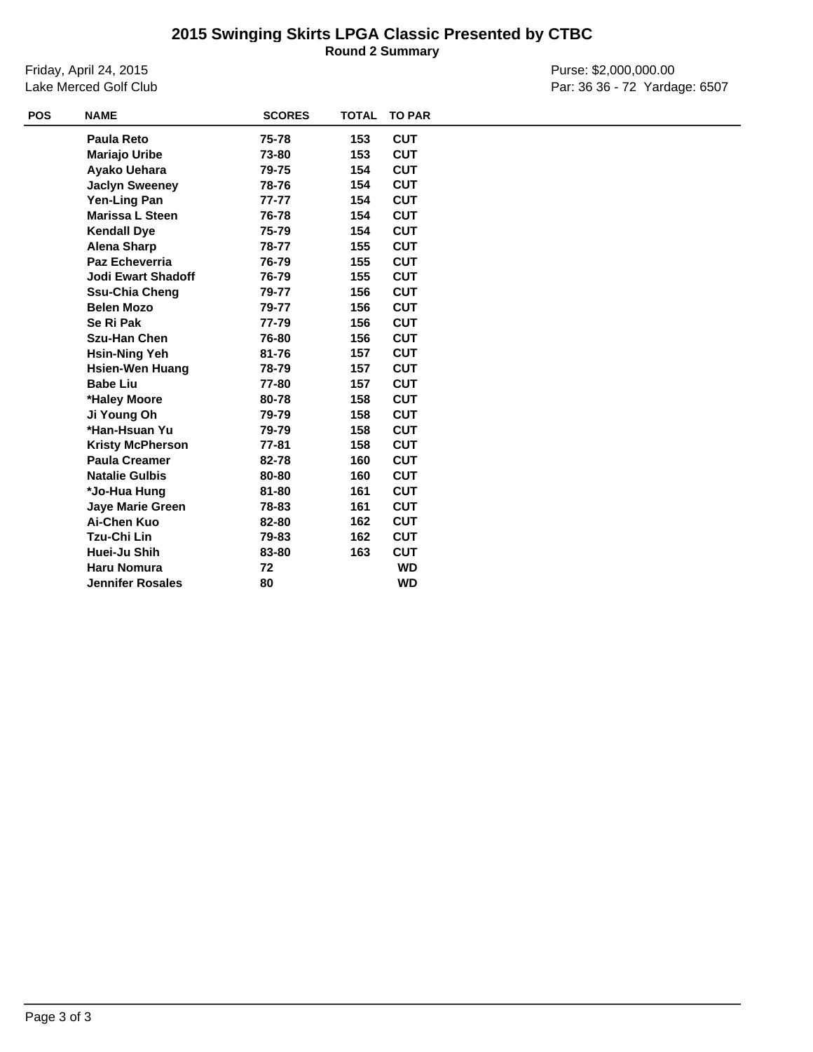# 2015 Swinging Skirts LPGA Classic Presented by CTBC

**Round 2 Summary**

Friday, April 24, 2015
Lake Merced Golf Club

Purse: $2,000,000.00
Par: 36 36 - 72 Yardage: 6507

| POS | NAME | SCORES | TOTAL | TO PAR |
|---|---|---|---|---|
| | **Paula Reto** | **75-78** | **153** | **CUT** |
| | **Mariajo Uribe** | **73-80** | **153** | **CUT** |
| | **Ayako Uehara** | **79-75** | **154** | **CUT** |
| | **Jaclyn Sweeney** | **78-76** | **154** | **CUT** |
| | **Yen-Ling Pan** | **77-77** | **154** | **CUT** |
| | **Marissa L Steen** | **76-78** | **154** | **CUT** |
| | **Kendall Dye** | **75-79** | **154** | **CUT** |
| | **Alena Sharp** | **78-77** | **155** | **CUT** |
| | **Paz Echeverria** | **76-79** | **155** | **CUT** |
| | **Jodi Ewart Shadoff** | **76-79** | **155** | **CUT** |
| | **Ssu-Chia Cheng** | **79-77** | **156** | **CUT** |
| | **Belen Mozo** | **79-77** | **156** | **CUT** |
| | **Se Ri Pak** | **77-79** | **156** | **CUT** |
| | **Szu-Han Chen** | **76-80** | **156** | **CUT** |
| | **Hsin-Ning Yeh** | **81-76** | **157** | **CUT** |
| | **Hsien-Wen Huang** | **78-79** | **157** | **CUT** |
| | **Babe Liu** | **77-80** | **157** | **CUT** |
| | ***Haley Moore** | **80-78** | **158** | **CUT** |
| | **Ji Young Oh** | **79-79** | **158** | **CUT** |
| | ***Han-Hsuan Yu** | **79-79** | **158** | **CUT** |
| | **Kristy McPherson** | **77-81** | **158** | **CUT** |
| | **Paula Creamer** | **82-78** | **160** | **CUT** |
| | **Natalie Gulbis** | **80-80** | **160** | **CUT** |
| | ***Jo-Hua Hung** | **81-80** | **161** | **CUT** |
| | **Jaye Marie Green** | **78-83** | **161** | **CUT** |
| | **Ai-Chen Kuo** | **82-80** | **162** | **CUT** |
| | **Tzu-Chi Lin** | **79-83** | **162** | **CUT** |
| | **Huei-Ju Shih** | **83-80** | **163** | **CUT** |
| | **Haru Nomura** | **72** | | **WD** |
| | **Jennifer Rosales** | **80** | | **WD** |